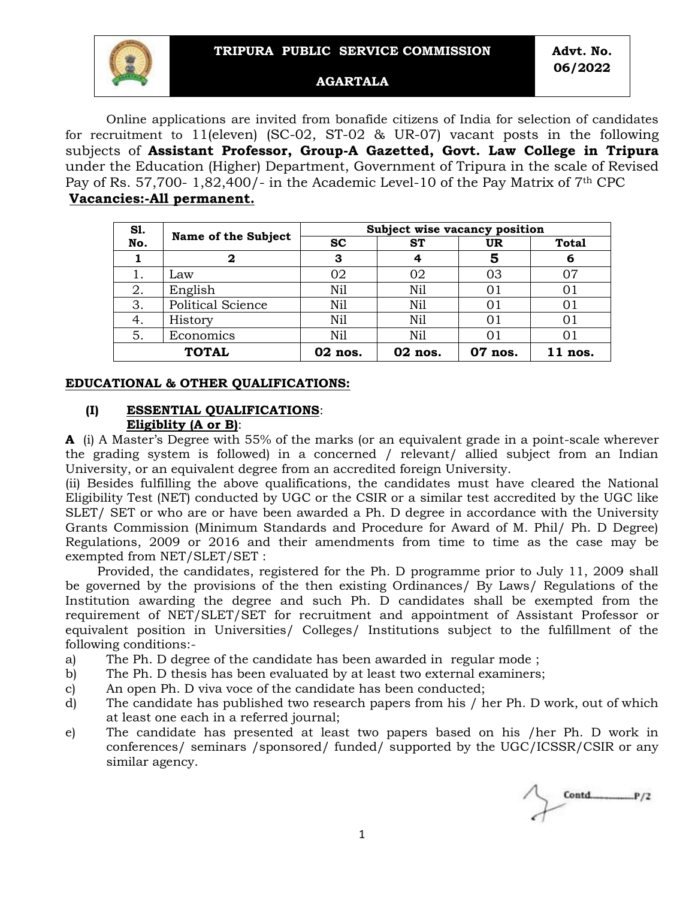**TRIPURA PUBLIC SERVICE COMMISSION**

**AGARTALA**

**Advt. No. 06/2022**

Online applications are invited from bonafide citizens of India for selection of candidates for recruitment to 11(eleven) (SC-02, ST-02 & UR-07) vacant posts in the following subjects of **Assistant Professor, Group-A Gazetted, Govt. Law College in Tripura** under the Education (Higher) Department, Government of Tripura in the scale of Revised Pay of Rs. 57,700- 1,82,400/- in the Academic Level-10 of the Pay Matrix of 7th CPC

**Vacancies:-All permanent.**

| Sl. No. | Name of the Subject | Subject wise vacancy position | | | |
|---|---|---|---|---|---|
| | | SC | ST | UR | Total |
| 1 | 2 | 3 | 4 | 5 | 6 |
| 1. | Law | 02 | 02 | 03 | 07 |
| 2. | English | Nil | Nil | 01 | 01 |
| 3. | Political Science | Nil | Nil | 01 | 01 |
| 4. | History | Nil | Nil | 01 | 01 |
| 5. | Economics | Nil | Nil | 01 | 01 |
| **TOTAL** | | **02 nos.** | **02 nos.** | **07 nos.** | **11 nos.** |

**EDUCATIONAL & OTHER QUALIFICATIONS:**

**(I) ESSENTIAL QUALIFICATIONS**:

**Eligiblity (A or B)**:

**A** (i) A Master's Degree with 55% of the marks (or an equivalent grade in a point-scale wherever the grading system is followed) in a concerned / relevant/ allied subject from an Indian University, or an equivalent degree from an accredited foreign University.

(ii) Besides fulfilling the above qualifications, the candidates must have cleared the National Eligibility Test (NET) conducted by UGC or the CSIR or a similar test accredited by the UGC like SLET/ SET or who are or have been awarded a Ph. D degree in accordance with the University Grants Commission (Minimum Standards and Procedure for Award of M. Phil/ Ph. D Degree) Regulations, 2009 or 2016 and their amendments from time to time as the case may be exempted from NET/SLET/SET :

Provided, the candidates, registered for the Ph. D programme prior to July 11, 2009 shall be governed by the provisions of the then existing Ordinances/ By Laws/ Regulations of the Institution awarding the degree and such Ph. D candidates shall be exempted from the requirement of NET/SLET/SET for recruitment and appointment of Assistant Professor or equivalent position in Universities/ Colleges/ Institutions subject to the fulfillment of the following conditions:-

a) The Ph. D degree of the candidate has been awarded in regular mode ;
b) The Ph. D thesis has been evaluated by at least two external examiners;
c) An open Ph. D viva voce of the candidate has been conducted;
d) The candidate has published two research papers from his / her Ph. D work, out of which at least one each in a referred journal;
e) The candidate has presented at least two papers based on his /her Ph. D work in conferences/ seminars /sponsored/ funded/ supported by the UGC/ICSSR/CSIR or any similar agency.

Contd............P/2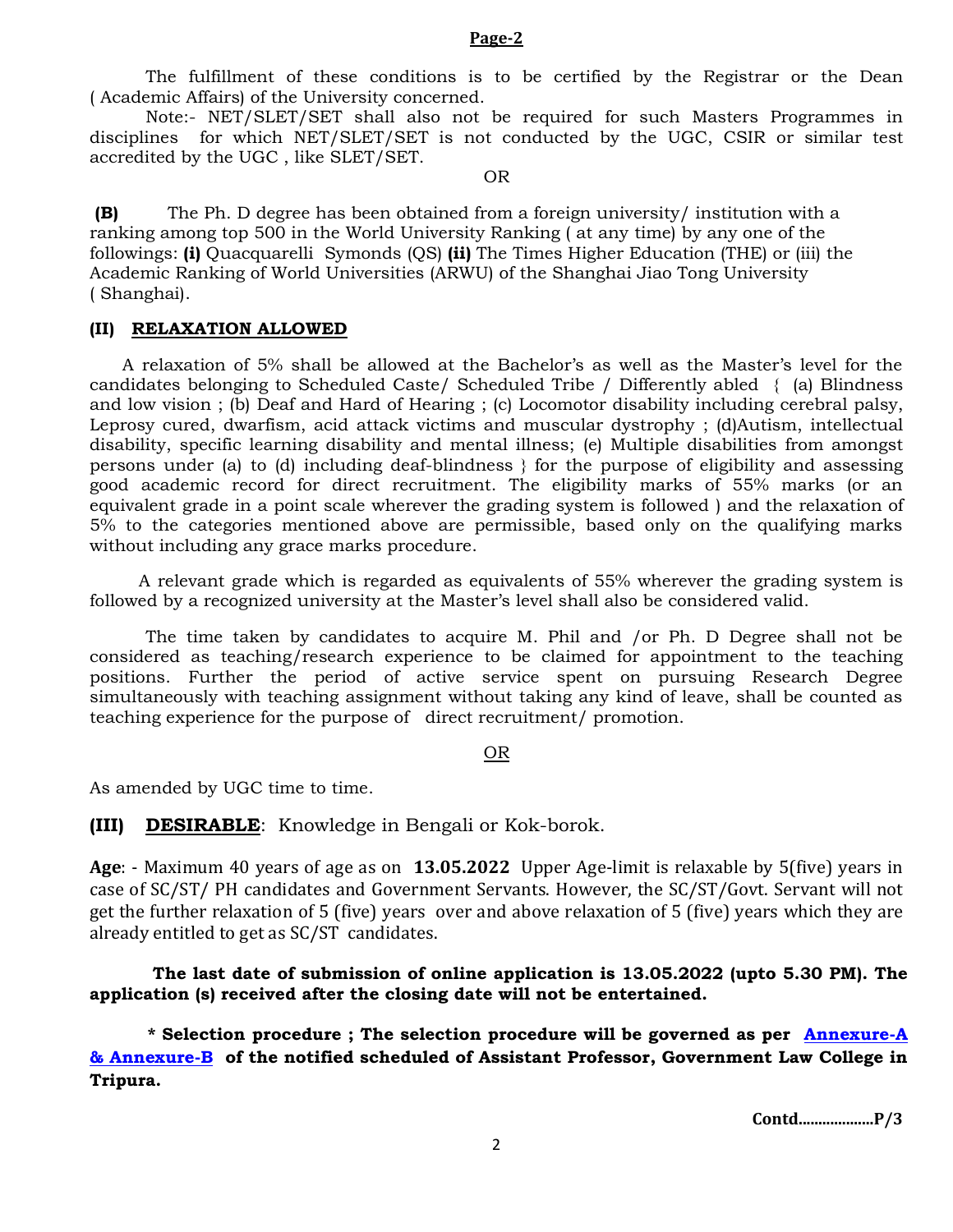The fulfillment of these conditions is to be certified by the Registrar or the Dean ( Academic Affairs) of the University concerned.

Note:- NET/SLET/SET shall also not be required for such Masters Programmes in disciplines for which NET/SLET/SET is not conducted by the UGC, CSIR or similar test accredited by the UGC , like SLET/SET.

OR

**(B)** The Ph. D degree has been obtained from a foreign university/ institution with a ranking among top 500 in the World University Ranking ( at any time) by any one of the followings: **(i)** Quacquarelli Symonds (QS) **(ii)** The Times Higher Education (THE) or (iii) the Academic Ranking of World Universities (ARWU) of the Shanghai Jiao Tong University ( Shanghai).

### (II) RELAXATION ALLOWED

A relaxation of 5% shall be allowed at the Bachelor's as well as the Master's level for the candidates belonging to Scheduled Caste/ Scheduled Tribe / Differently abled { (a) Blindness and low vision ; (b) Deaf and Hard of Hearing ; (c) Locomotor disability including cerebral palsy, Leprosy cured, dwarfism, acid attack victims and muscular dystrophy ; (d)Autism, intellectual disability, specific learning disability and mental illness; (e) Multiple disabilities from amongst persons under (a) to (d) including deaf-blindness } for the purpose of eligibility and assessing good academic record for direct recruitment. The eligibility marks of 55% marks (or an equivalent grade in a point scale wherever the grading system is followed ) and the relaxation of 5% to the categories mentioned above are permissible, based only on the qualifying marks without including any grace marks procedure.

A relevant grade which is regarded as equivalents of 55% wherever the grading system is followed by a recognized university at the Master's level shall also be considered valid.

The time taken by candidates to acquire M. Phil and /or Ph. D Degree shall not be considered as teaching/research experience to be claimed for appointment to the teaching positions. Further the period of active service spent on pursuing Research Degree simultaneously with teaching assignment without taking any kind of leave, shall be counted as teaching experience for the purpose of direct recruitment/ promotion.

OR

As amended by UGC time to time.

**(III) DESIRABLE**: Knowledge in Bengali or Kok-borok.

**Age**: - Maximum 40 years of age as on **13.05.2022** Upper Age-limit is relaxable by 5(five) years in case of SC/ST/ PH candidates and Government Servants. However, the SC/ST/Govt. Servant will not get the further relaxation of 5 (five) years over and above relaxation of 5 (five) years which they are already entitled to get as SC/ST candidates.

**The last date of submission of online application is 13.05.2022 (upto 5.30 PM). The application (s) received after the closing date will not be entertained.**

**\* Selection procedure ; The selection procedure will be governed as per Annexure-A & Annexure-B of the notified scheduled of Assistant Professor, Government Law College in Tripura.**

**Contd..................P/3**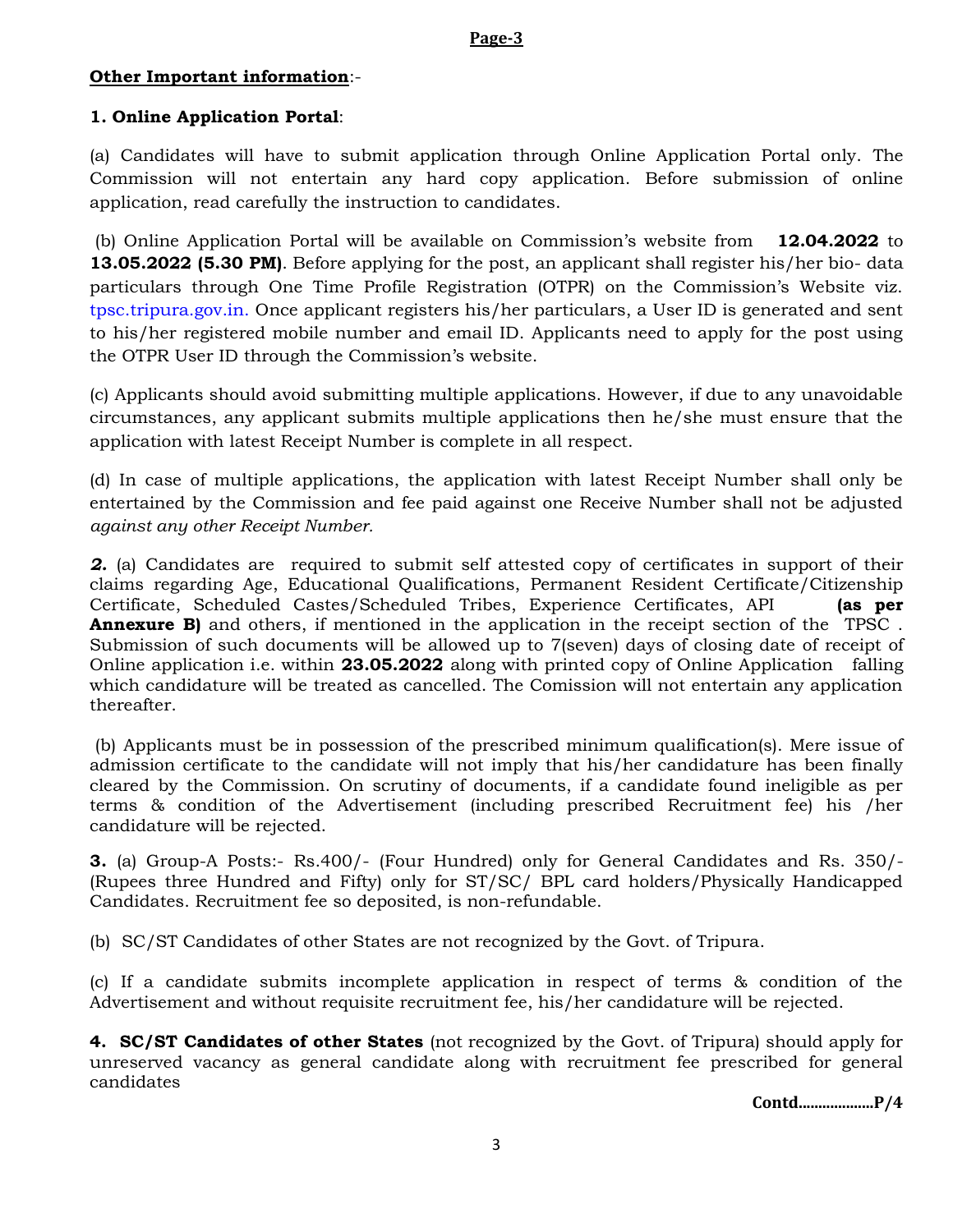**Other Important information**:-

**1. Online Application Portal**:

(a) Candidates will have to submit application through Online Application Portal only. The Commission will not entertain any hard copy application. Before submission of online application, read carefully the instruction to candidates.

(b) Online Application Portal will be available on Commission's website from **12.04.2022** to **13.05.2022 (5.30 PM)**. Before applying for the post, an applicant shall register his/her bio- data particulars through One Time Profile Registration (OTPR) on the Commission's Website viz. tpsc.tripura.gov.in. Once applicant registers his/her particulars, a User ID is generated and sent to his/her registered mobile number and email ID. Applicants need to apply for the post using the OTPR User ID through the Commission's website.

(c) Applicants should avoid submitting multiple applications. However, if due to any unavoidable circumstances, any applicant submits multiple applications then he/she must ensure that the application with latest Receipt Number is complete in all respect.

(d) In case of multiple applications, the application with latest Receipt Number shall only be entertained by the Commission and fee paid against one Receive Number shall not be adjusted *against any other Receipt Number.*

***2.*** (a) Candidates are required to submit self attested copy of certificates in support of their claims regarding Age, Educational Qualifications, Permanent Resident Certificate/Citizenship Certificate, Scheduled Castes/Scheduled Tribes, Experience Certificates, API **(as per Annexure B)** and others, if mentioned in the application in the receipt section of the TPSC . Submission of such documents will be allowed up to 7(seven) days of closing date of receipt of Online application i.e. within **23.05.2022** along with printed copy of Online Application falling which candidature will be treated as cancelled. The Comission will not entertain any application thereafter.

(b) Applicants must be in possession of the prescribed minimum qualification(s). Mere issue of admission certificate to the candidate will not imply that his/her candidature has been finally cleared by the Commission. On scrutiny of documents, if a candidate found ineligible as per terms & condition of the Advertisement (including prescribed Recruitment fee) his /her candidature will be rejected.

**3.** (a) Group-A Posts:- Rs.400/- (Four Hundred) only for General Candidates and Rs. 350/- (Rupees three Hundred and Fifty) only for ST/SC/ BPL card holders/Physically Handicapped Candidates. Recruitment fee so deposited, is non-refundable.

(b) SC/ST Candidates of other States are not recognized by the Govt. of Tripura.

(c) If a candidate submits incomplete application in respect of terms & condition of the Advertisement and without requisite recruitment fee, his/her candidature will be rejected.

**4. SC/ST Candidates of other States** (not recognized by the Govt. of Tripura) should apply for unreserved vacancy as general candidate along with recruitment fee prescribed for general candidates

**Contd..................P/4**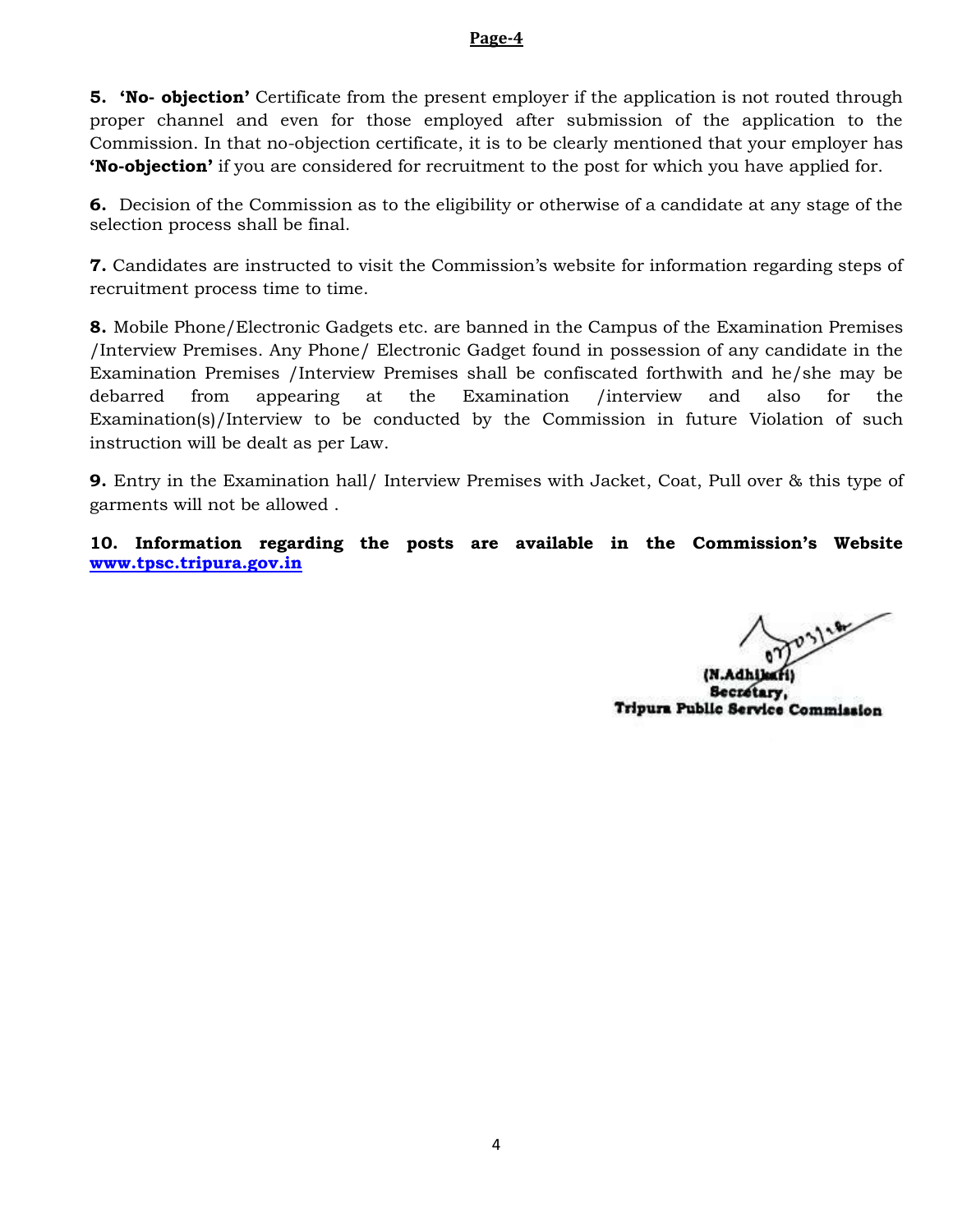**5. 'No- objection'** Certificate from the present employer if the application is not routed through proper channel and even for those employed after submission of the application to the Commission. In that no-objection certificate, it is to be clearly mentioned that your employer has **'No-objection'** if you are considered for recruitment to the post for which you have applied for.

**6.** Decision of the Commission as to the eligibility or otherwise of a candidate at any stage of the selection process shall be final.

**7.** Candidates are instructed to visit the Commission's website for information regarding steps of recruitment process time to time.

**8.** Mobile Phone/Electronic Gadgets etc. are banned in the Campus of the Examination Premises /Interview Premises. Any Phone/ Electronic Gadget found in possession of any candidate in the Examination Premises /Interview Premises shall be confiscated forthwith and he/she may be debarred from appearing at the Examination /interview and also for the Examination(s)/Interview to be conducted by the Commission in future Violation of such instruction will be dealt as per Law.

**9.** Entry in the Examination hall/ Interview Premises with Jacket, Coat, Pull over & this type of garments will not be allowed .

**10. Information regarding the posts are available in the Commission's Website [www.tpsc.tripura.gov.in](www.tpsc.tripura.gov.in)**

07/03/18

(N.Adhikari)
Secretary,
Tripura Public Service Commission